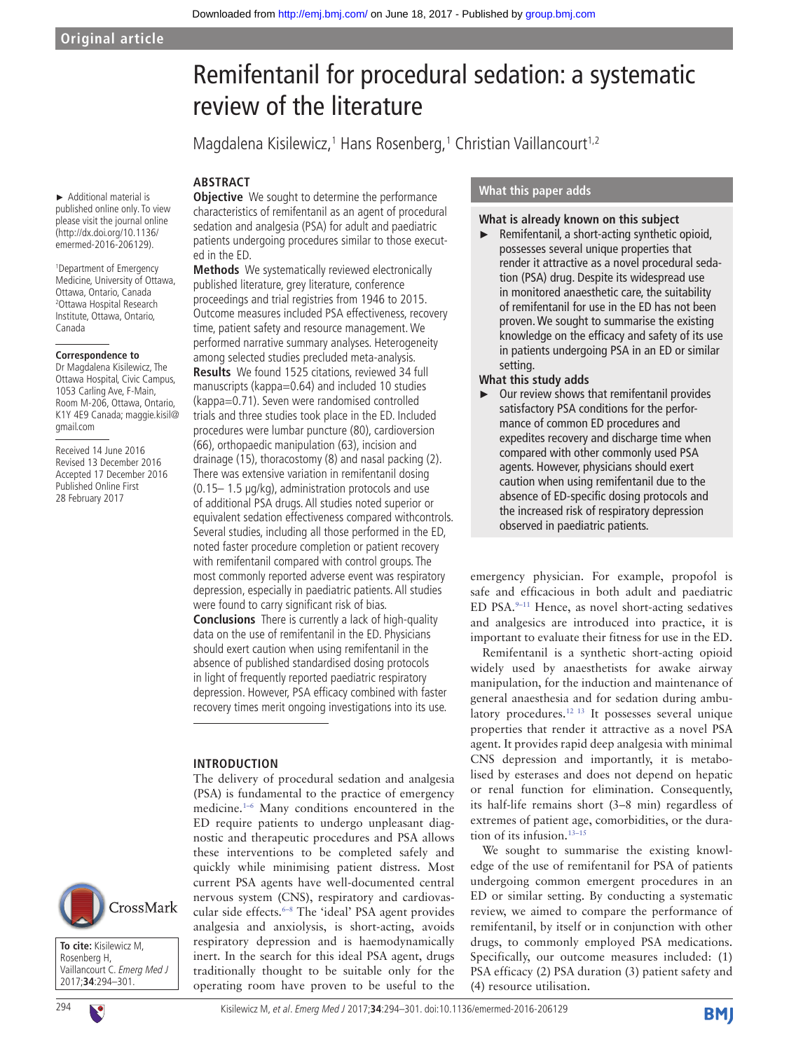# Remifentanil for procedural sedation: a systematic review of the literature

Magdalena Kisilewicz,[1] Hans Rosenberg,[1] Christian Vaillancourt[1,2]

► Additional material is published online only. To view please visit the journal online (http://dx.doi.org/10.1136/emermed-2016-206129).

[1]Department of Emergency Medicine, University of Ottawa, Ottawa, Ontario, Canada
[2]Ottawa Hospital Research Institute, Ottawa, Ontario, Canada

**Correspondence to**
Dr Magdalena Kisilewicz, The Ottawa Hospital, Civic Campus, 1053 Carling Ave, F-Main, Room M-206, Ottawa, Ontario, K1Y 4E9 Canada; maggie.kisil@gmail.com

Received 14 June 2016
Revised 13 December 2016
Accepted 17 December 2016
Published Online First 28 February 2017

**To cite:** Kisilewicz M, Rosenberg H, Vaillancourt C. *Emerg Med J* 2017;**34**:294–301.

## ABSTRACT

**Objective** We sought to determine the performance characteristics of remifentanil as an agent of procedural sedation and analgesia (PSA) for adult and paediatric patients undergoing procedures similar to those executed in the ED.

**Methods** We systematically reviewed electronically published literature, grey literature, conference proceedings and trial registries from 1946 to 2015. Outcome measures included PSA effectiveness, recovery time, patient safety and resource management. We performed narrative summary analyses. Heterogeneity among selected studies precluded meta-analysis.

**Results** We found 1525 citations, reviewed 34 full manuscripts (kappa=0.64) and included 10 studies (kappa=0.71). Seven were randomised controlled trials and three studies took place in the ED. Included procedures were lumbar puncture (80), cardioversion (66), orthopaedic manipulation (63), incision and drainage (15), thoracostomy (8) and nasal packing (2). There was extensive variation in remifentanil dosing (0.15– 1.5 µg/kg), administration protocols and use of additional PSA drugs. All studies noted superior or equivalent sedation effectiveness compared withcontrols. Several studies, including all those performed in the ED, noted faster procedure completion or patient recovery with remifentanil compared with control groups. The most commonly reported adverse event was respiratory depression, especially in paediatric patients. All studies were found to carry significant risk of bias.

**Conclusions** There is currently a lack of high-quality data on the use of remifentanil in the ED. Physicians should exert caution when using remifentanil in the absence of published standardised dosing protocols in light of frequently reported paediatric respiratory depression. However, PSA efficacy combined with faster recovery times merit ongoing investigations into its use.

## What this paper adds

**What is already known on this subject**

► Remifentanil, a short-acting synthetic opioid, possesses several unique properties that render it attractive as a novel procedural sedation (PSA) drug. Despite its widespread use in monitored anaesthetic care, the suitability of remifentanil for use in the ED has not been proven. We sought to summarise the existing knowledge on the efficacy and safety of its use in patients undergoing PSA in an ED or similar setting.

**What this study adds**

► Our review shows that remifentanil provides satisfactory PSA conditions for the performance of common ED procedures and expedites recovery and discharge time when compared with other commonly used PSA agents. However, physicians should exert caution when using remifentanil due to the absence of ED-specific dosing protocols and the increased risk of respiratory depression observed in paediatric patients.

## INTRODUCTION

The delivery of procedural sedation and analgesia (PSA) is fundamental to the practice of emergency medicine.[1–6] Many conditions encountered in the ED require patients to undergo unpleasant diagnostic and therapeutic procedures and PSA allows these interventions to be completed safely and quickly while minimising patient distress. Most current PSA agents have well-documented central nervous system (CNS), respiratory and cardiovascular side effects.[6–8] The 'ideal' PSA agent provides analgesia and anxiolysis, is short-acting, avoids respiratory depression and is haemodynamically inert. In the search for this ideal PSA agent, drugs traditionally thought to be suitable only for the operating room have proven to be useful to the emergency physician. For example, propofol is safe and efficacious in both adult and paediatric ED PSA.[9–11] Hence, as novel short-acting sedatives and analgesics are introduced into practice, it is important to evaluate their fitness for use in the ED.

Remifentanil is a synthetic short-acting opioid widely used by anaesthetists for awake airway manipulation, for the induction and maintenance of general anaesthesia and for sedation during ambulatory procedures.[12 13] It possesses several unique properties that render it attractive as a novel PSA agent. It provides rapid deep analgesia with minimal CNS depression and importantly, it is metabolised by esterases and does not depend on hepatic or renal function for elimination. Consequently, its half-life remains short (3–8 min) regardless of extremes of patient age, comorbidities, or the duration of its infusion.[13–15]

We sought to summarise the existing knowledge of the use of remifentanil for PSA of patients undergoing common emergent procedures in an ED or similar setting. By conducting a systematic review, we aimed to compare the performance of remifentanil, by itself or in conjunction with other drugs, to commonly employed PSA medications. Specifically, our outcome measures included: (1) PSA efficacy (2) PSA duration (3) patient safety and (4) resource utilisation.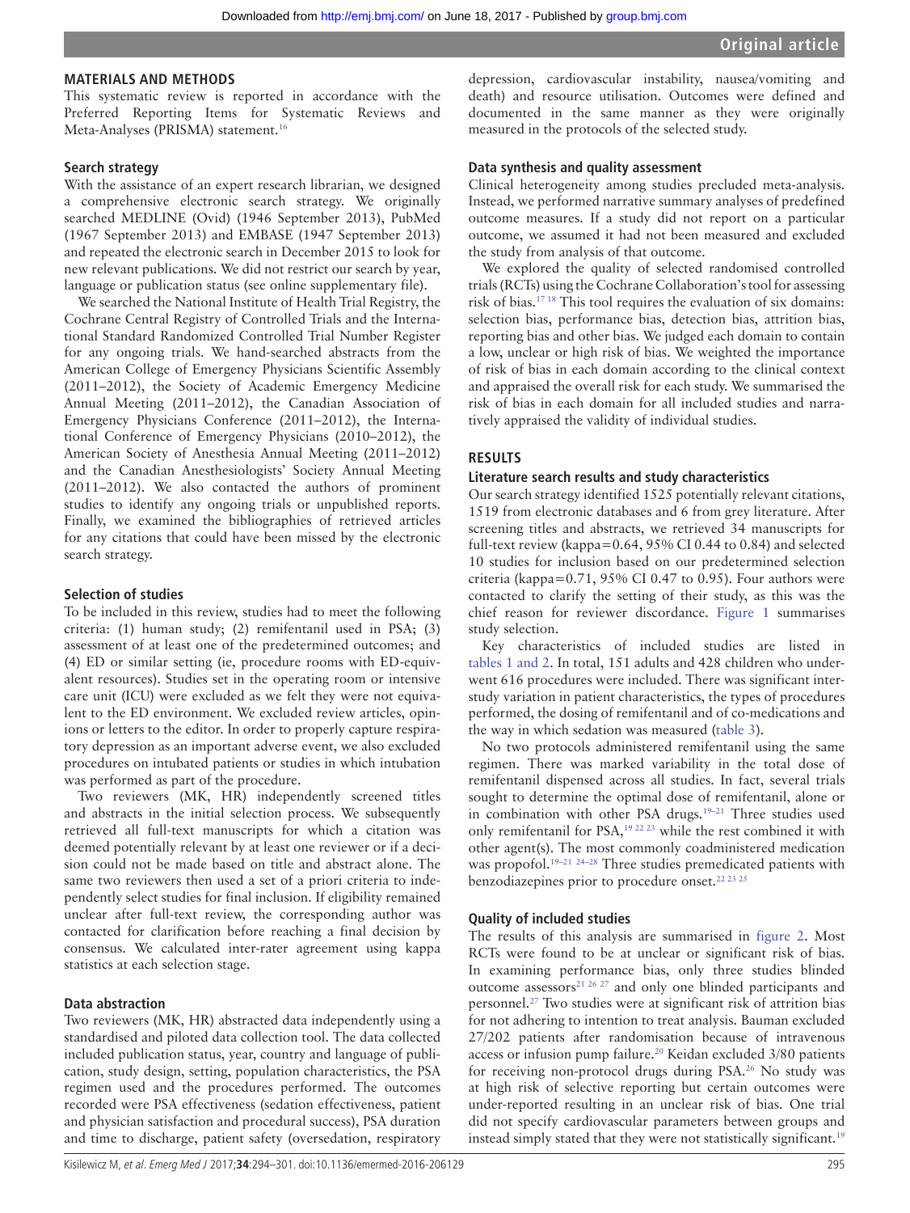## MATERIALS AND METHODS

This systematic review is reported in accordance with the Preferred Reporting Items for Systematic Reviews and Meta-Analyses (PRISMA) statement.[16]

### Search strategy

With the assistance of an expert research librarian, we designed a comprehensive electronic search strategy. We originally searched MEDLINE (Ovid) (1946 September 2013), PubMed (1967 September 2013) and EMBASE (1947 September 2013) and repeated the electronic search in December 2015 to look for new relevant publications. We did not restrict our search by year, language or publication status (see online supplementary file).

We searched the National Institute of Health Trial Registry, the Cochrane Central Registry of Controlled Trials and the International Standard Randomized Controlled Trial Number Register for any ongoing trials. We hand-searched abstracts from the American College of Emergency Physicians Scientific Assembly (2011–2012), the Society of Academic Emergency Medicine Annual Meeting (2011–2012), the Canadian Association of Emergency Physicians Conference (2011–2012), the International Conference of Emergency Physicians (2010–2012), the American Society of Anesthesia Annual Meeting (2011–2012) and the Canadian Anesthesiologists' Society Annual Meeting (2011–2012). We also contacted the authors of prominent studies to identify any ongoing trials or unpublished reports. Finally, we examined the bibliographies of retrieved articles for any citations that could have been missed by the electronic search strategy.

### Selection of studies

To be included in this review, studies had to meet the following criteria: (1) human study; (2) remifentanil used in PSA; (3) assessment of at least one of the predetermined outcomes; and (4) ED or similar setting (ie, procedure rooms with ED-equivalent resources). Studies set in the operating room or intensive care unit (ICU) were excluded as we felt they were not equivalent to the ED environment. We excluded review articles, opinions or letters to the editor. In order to properly capture respiratory depression as an important adverse event, we also excluded procedures on intubated patients or studies in which intubation was performed as part of the procedure.

Two reviewers (MK, HR) independently screened titles and abstracts in the initial selection process. We subsequently retrieved all full-text manuscripts for which a citation was deemed potentially relevant by at least one reviewer or if a decision could not be made based on title and abstract alone. The same two reviewers then used a set of a priori criteria to independently select studies for final inclusion. If eligibility remained unclear after full-text review, the corresponding author was contacted for clarification before reaching a final decision by consensus. We calculated inter-rater agreement using kappa statistics at each selection stage.

### Data abstraction

Two reviewers (MK, HR) abstracted data independently using a standardised and piloted data collection tool. The data collected included publication status, year, country and language of publication, study design, setting, population characteristics, the PSA regimen used and the procedures performed. The outcomes recorded were PSA effectiveness (sedation effectiveness, patient and physician satisfaction and procedural success), PSA duration and time to discharge, patient safety (oversedation, respiratory depression, cardiovascular instability, nausea/vomiting and death) and resource utilisation. Outcomes were defined and documented in the same manner as they were originally measured in the protocols of the selected study.

### Data synthesis and quality assessment

Clinical heterogeneity among studies precluded meta-analysis. Instead, we performed narrative summary analyses of predefined outcome measures. If a study did not report on a particular outcome, we assumed it had not been measured and excluded the study from analysis of that outcome.

We explored the quality of selected randomised controlled trials (RCTs) using the Cochrane Collaboration's tool for assessing risk of bias.[17,18] This tool requires the evaluation of six domains: selection bias, performance bias, detection bias, attrition bias, reporting bias and other bias. We judged each domain to contain a low, unclear or high risk of bias. We weighted the importance of risk of bias in each domain according to the clinical context and appraised the overall risk for each study. We summarised the risk of bias in each domain for all included studies and narratively appraised the validity of individual studies.

## RESULTS

### Literature search results and study characteristics

Our search strategy identified 1525 potentially relevant citations, 1519 from electronic databases and 6 from grey literature. After screening titles and abstracts, we retrieved 34 manuscripts for full-text review (kappa=0.64, 95% CI 0.44 to 0.84) and selected 10 studies for inclusion based on our predetermined selection criteria (kappa=0.71, 95% CI 0.47 to 0.95). Four authors were contacted to clarify the setting of their study, as this was the chief reason for reviewer discordance. Figure 1 summarises study selection.

Key characteristics of included studies are listed in tables 1 and 2. In total, 151 adults and 428 children who underwent 616 procedures were included. There was significant interstudy variation in patient characteristics, the types of procedures performed, the dosing of remifentanil and of co-medications and the way in which sedation was measured (table 3).

No two protocols administered remifentanil using the same regimen. There was marked variability in the total dose of remifentanil dispensed across all studies. In fact, several trials sought to determine the optimal dose of remifentanil, alone or in combination with other PSA drugs.[19–21] Three studies used only remifentanil for PSA,[19,22,23] while the rest combined it with other agent(s). The most commonly coadministered medication was propofol.[19–21,24–28] Three studies premedicated patients with benzodiazepines prior to procedure onset.[22,23,25]

### Quality of included studies

The results of this analysis are summarised in figure 2. Most RCTs were found to be at unclear or significant risk of bias. In examining performance bias, only three studies blinded outcome assessors[21,26,27] and only one blinded participants and personnel.[27] Two studies were at significant risk of attrition bias for not adhering to intention to treat analysis. Bauman excluded 27/202 patients after randomisation because of intravenous access or infusion pump failure.[20] Keidan excluded 3/80 patients for receiving non-protocol drugs during PSA.[26] No study was at high risk of selective reporting but certain outcomes were under-reported resulting in an unclear risk of bias. One trial did not specify cardiovascular parameters between groups and instead simply stated that they were not statistically significant.[19]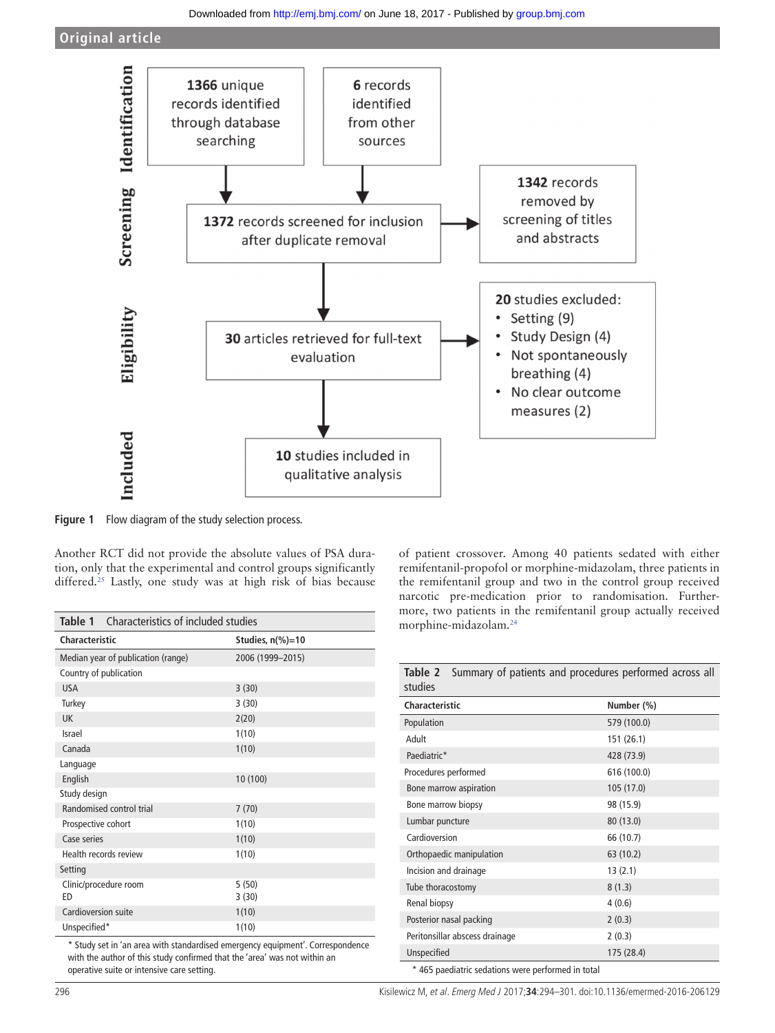Identification

1366 unique records identified through database searching

6 records identified from other sources

Screening

1372 records screened for inclusion after duplicate removal

1342 records removed by screening of titles and abstracts

Eligibility

30 articles retrieved for full-text evaluation

20 studies excluded:
- Setting (9)
- Study Design (4)
- Not spontaneously breathing (4)
- No clear outcome measures (2)

Included

10 studies included in qualitative analysis

**Figure 1** Flow diagram of the study selection process.

Another RCT did not provide the absolute values of PSA duration, only that the experimental and control groups significantly differed.[25] Lastly, one study was at high risk of bias because of patient crossover. Among 40 patients sedated with either remifentanil-propofol or morphine-midazolam, three patients in the remifentanil group and two in the control group received narcotic pre-medication prior to randomisation. Furthermore, two patients in the remifentanil group actually received morphine-midazolam.[24]

**Table 1** Characteristics of included studies

| Characteristic | Studies, n(%)=10 |
|---|---|
| Median year of publication (range) | 2006 (1999–2015) |
| Country of publication | |
| USA | 3 (30) |
| Turkey | 3 (30) |
| UK | 2(20) |
| Israel | 1(10) |
| Canada | 1(10) |
| Language | |
| English | 10 (100) |
| Study design | |
| Randomised control trial | 7 (70) |
| Prospective cohort | 1(10) |
| Case series | 1(10) |
| Health records review | 1(10) |
| Setting | |
| Clinic/procedure room | 5 (50) |
| ED | 3 (30) |
| Cardioversion suite | 1(10) |
| Unspecified* | 1(10) |

* Study set in 'an area with standardised emergency equipment'. Correspondence with the author of this study confirmed that the 'area' was not within an operative suite or intensive care setting.

**Table 2** Summary of patients and procedures performed across all studies

| Characteristic | Number (%) |
|---|---|
| Population | 579 (100.0) |
| Adult | 151 (26.1) |
| Paediatric* | 428 (73.9) |
| Procedures performed | 616 (100.0) |
| Bone marrow aspiration | 105 (17.0) |
| Bone marrow biopsy | 98 (15.9) |
| Lumbar puncture | 80 (13.0) |
| Cardioversion | 66 (10.7) |
| Orthopaedic manipulation | 63 (10.2) |
| Incision and drainage | 13 (2.1) |
| Tube thoracostomy | 8 (1.3) |
| Renal biopsy | 4 (0.6) |
| Posterior nasal packing | 2 (0.3) |
| Peritonsillar abscess drainage | 2 (0.3) |
| Unspecified | 175 (28.4) |

* 465 paediatric sedations were performed in total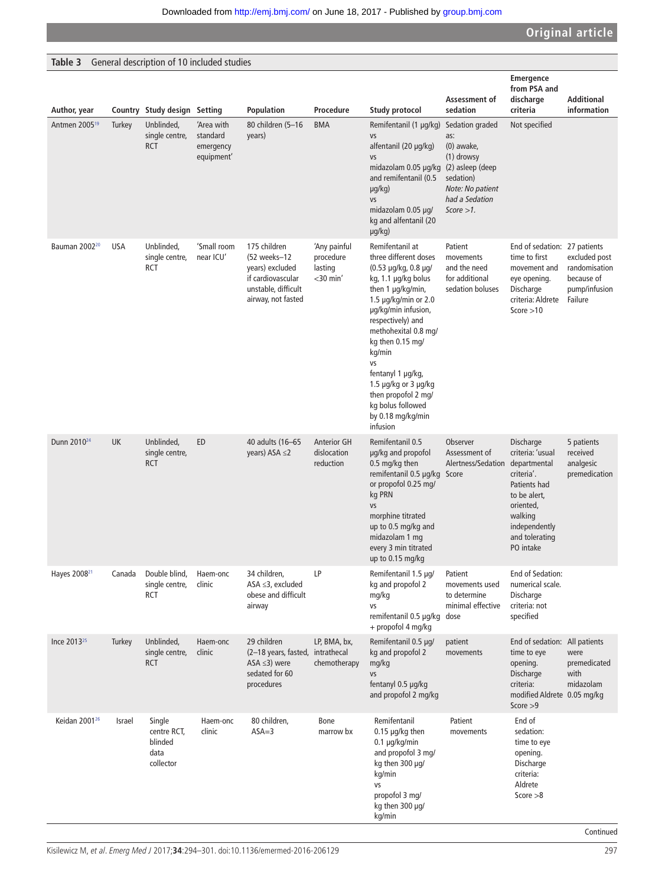**Table 3** General description of 10 included studies

| Author, year | Country | Study design | Setting | Population | Procedure | Study protocol | Assessment of sedation | Emergence from PSA and discharge criteria | Additional information |
|---|---|---|---|---|---|---|---|---|---|
| Antmen 2005[19] | Turkey | Unblinded, single centre, RCT | 'Area with standard emergency equipment' | 80 children (5–16 years) | BMA | Remifentanil (1 µg/kg) vs alfentanil (20 µg/kg) vs midazolam 0.05 µg/kg and remifentanil (0.5 µg/kg) vs midazolam 0.05 µg/kg and alfentanil (20 µg/kg) | Sedation graded as: (0) awake, (1) drowsy (2) asleep (deep sedation) *Note: No patient had a Sedation Score >1.* | Not specified | |
| Bauman 2002[20] | USA | Unblinded, single centre, RCT | 'Small room near ICU' | 175 children (52 weeks–12 years) excluded if cardiovascular unstable, difficult airway, not fasted | 'Any painful procedure lasting <30 min' | Remifentanil at three different doses (0.53 µg/kg, 0.8 µg/kg, 1.1 µg/kg bolus then 1 µg/kg/min, 1.5 µg/kg/min or 2.0 µg/kg/min infusion, respectively) and methohexital 0.8 mg/kg then 0.15 mg/kg/min vs fentanyl 1 µg/kg, 1.5 µg/kg or 3 µg/kg then propofol 2 mg/kg bolus followed by 0.18 mg/kg/min infusion | Patient movements and the need for additional sedation boluses | End of sedation: time to first movement and eye opening. Discharge criteria: Aldrete Score >10 | 27 patients excluded post randomisation because of pump/infusion Failure |
| Dunn 2010[24] | UK | Unblinded, single centre, RCT | ED | 40 adults (16–65 years) ASA ≤2 | Anterior GH dislocation reduction | Remifentanil 0.5 µg/kg and propofol 0.5 mg/kg then remifentanil 0.5 µg/kg or propofol 0.25 mg/kg PRN vs morphine titrated up to 0.5 mg/kg and midazolam 1 mg every 3 min titrated up to 0.15 mg/kg | Observer Assessment of Alertness/Sedation Score | Discharge criteria: 'usual departmental criteria'. Patients had to be alert, oriented, walking independently and tolerating PO intake | 5 patients received analgesic premedication |
| Hayes 2008[21] | Canada | Double blind, single centre, RCT | Haem-onc clinic | 34 children, ASA ≤3, excluded obese and difficult airway | LP | Remifentanil 1.5 µg/kg and propofol 2 mg/kg vs remifentanil 0.5 µg/kg + propofol 4 mg/kg | Patient movements used to determine minimal effective dose | End of Sedation: numerical scale. Discharge criteria: not specified | |
| Ince 2013[25] | Turkey | Unblinded, single centre, RCT | Haem-onc clinic | 29 children (2–18 years, fasted, ASA ≤3) were sedated for 60 procedures | LP, BMA, bx, intrathecal chemotherapy | Remifentanil 0.5 µg/kg and propofol 2 mg/kg vs fentanyl 0.5 µg/kg and propofol 2 mg/kg | patient movements | End of sedation: time to eye opening. Discharge criteria: modified Aldrete Score >9 | All patients were premedicated with midazolam 0.05 mg/kg |
| Keidan 2001[26] | Israel | Single centre RCT, blinded data collector | Haem-onc clinic | 80 children, ASA=3 | Bone marrow bx | Remifentanil 0.15 µg/kg then 0.1 µg/kg/min and propofol 3 mg/kg then 300 µg/kg/min vs propofol 3 mg/kg then 300 µg/kg/min | Patient movements | End of sedation: time to eye opening. Discharge criteria: Aldrete Score >8 | |

Continued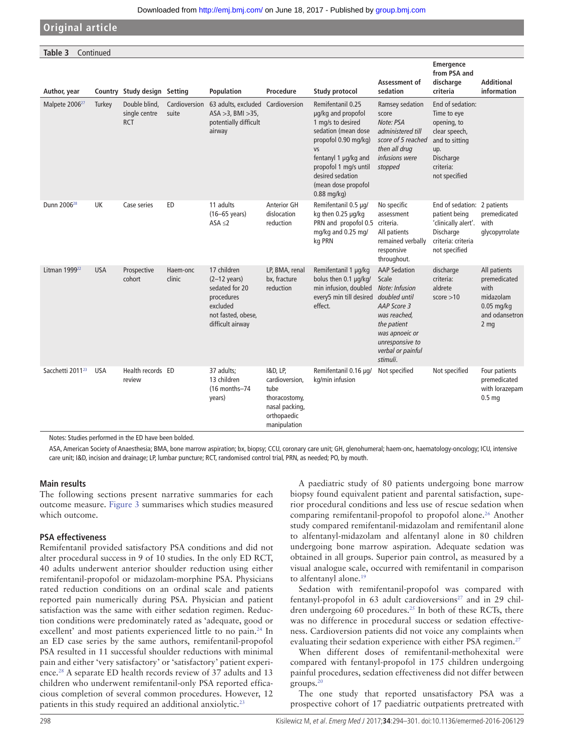**Table 3** Continued

| Author, year | Country | Study design | Setting | Population | Procedure | Study protocol | Assessment of sedation | Emergence from PSA and discharge criteria | Additional information |
|---|---|---|---|---|---|---|---|---|---|
| Malpete 2006[27] | Turkey | Double blind, single centre RCT | Cardioversion suite | 63 adults, excluded ASA >3, BMI >35, potentially difficult airway | Cardioversion | Remifentanil 0.25 μg/kg and propofol 1 mg/s to desired sedation (mean dose propofol 0.90 mg/kg) vs fentanyl 1 μg/kg and propofol 1 mg/s until desired sedation (mean dose propofol 0.88 mg/kg) | Ramsey sedation score *Note: PSA administered till score of 5 reached then all drug infusions were stopped* | End of sedation: Time to eye opening, to clear speech, and to sitting up. Discharge criteria: not specified | |
| **Dunn 2006**[28] | **UK** | **Case series** | **ED** | **11 adults (16–65 years) ASA ≤2** | **Anterior GH dislocation reduction** | **Remifentanil 0.5 μg/kg then 0.25 μg/kg PRN and propofol 0.5 mg/kg and 0.25 mg/kg PRN** | **No specific assessment criteria. All patients remained verbally responsive throughout.** | **End of sedation: patient being 'clinically alert'. Discharge criteria: criteria not specified** | **2 patients premedicated with glycopyrrolate** |
| Litman 1999[22] | USA | Prospective cohort | Haem-onc clinic | 17 children (2–12 years) sedated for 20 procedures excluded not fasted, obese, difficult airway | LP, BMA, renal bx, fracture reduction | Remifentanil 1 μg/kg bolus then 0.1 μg/kg/min infusion, doubled every5 min till desired effect. | AAP Sedation Scale *Note: Infusion doubled until AAP Score 3 was reached, the patient was apnoeic or unresponsive to verbal or painful stimuli.* | discharge criteria: aldrete score >10 | All patients premedicated with midazolam 0.05 mg/kg and odansetron 2 mg |
| **Sacchetti 2011**[23] | **USA** | **Health records review** | **ED** | **37 adults; 13 children (16 months–74 years)** | **I&D, LP, cardioversion, tube thoracostomy, nasal packing, orthopaedic manipulation** | **Remifentanil 0.16 μg/kg/min infusion** | **Not specified** | **Not specified** | **Four patients premedicated with lorazepam 0.5 mg** |

Notes: Studies performed in the ED have been bolded.

ASA, American Society of Anaesthesia; BMA, bone marrow aspiration; bx, biopsy; CCU, coronary care unit; GH, glenohumeral; haem-onc, haematology-oncology; ICU, intensive care unit; I&D, incision and drainage; LP, lumbar puncture; RCT, randomised control trial, PRN, as needed; PO, by mouth.

## Main results

The following sections present narrative summaries for each outcome measure. Figure 3 summarises which studies measured which outcome.

### PSA effectiveness

Remifentanil provided satisfactory PSA conditions and did not alter procedural success in 9 of 10 studies. In the only ED RCT, 40 adults underwent anterior shoulder reduction using either remifentanil-propofol or midazolam-morphine PSA. Physicians rated reduction conditions on an ordinal scale and patients reported pain numerically during PSA. Physician and patient satisfaction was the same with either sedation regimen. Reduction conditions were predominately rated as 'adequate, good or excellent' and most patients experienced little to no pain.[24] In an ED case series by the same authors, remifentanil-propofol PSA resulted in 11 successful shoulder reductions with minimal pain and either 'very satisfactory' or 'satisfactory' patient experience.[28] A separate ED health records review of 37 adults and 13 children who underwent remifentanil-only PSA reported efficacious completion of several common procedures. However, 12 patients in this study required an additional anxiolytic.[23]

A paediatric study of 80 patients undergoing bone marrow biopsy found equivalent patient and parental satisfaction, superior procedural conditions and less use of rescue sedation when comparing remifentanil-propofol to propofol alone.[26] Another study compared remifentanil-midazolam and remifentanil alone to alfentanyl-midazolam and alfentanyl alone in 80 children undergoing bone marrow aspiration. Adequate sedation was obtained in all groups. Superior pain control, as measured by a visual analogue scale, occurred with remifentanil in comparison to alfentanyl alone.[19]

Sedation with remifentanil-propofol was compared with fentanyl-propofol in 63 adult cardioversions[27] and in 29 children undergoing 60 procedures.[25] In both of these RCTs, there was no difference in procedural success or sedation effectiveness. Cardioversion patients did not voice any complaints when evaluating their sedation experience with either PSA regimen.[27]

When different doses of remifentanil-methohexital were compared with fentanyl-propofol in 175 children undergoing painful procedures, sedation effectiveness did not differ between groups.[20]

The one study that reported unsatisfactory PSA was a prospective cohort of 17 paediatric outpatients pretreated with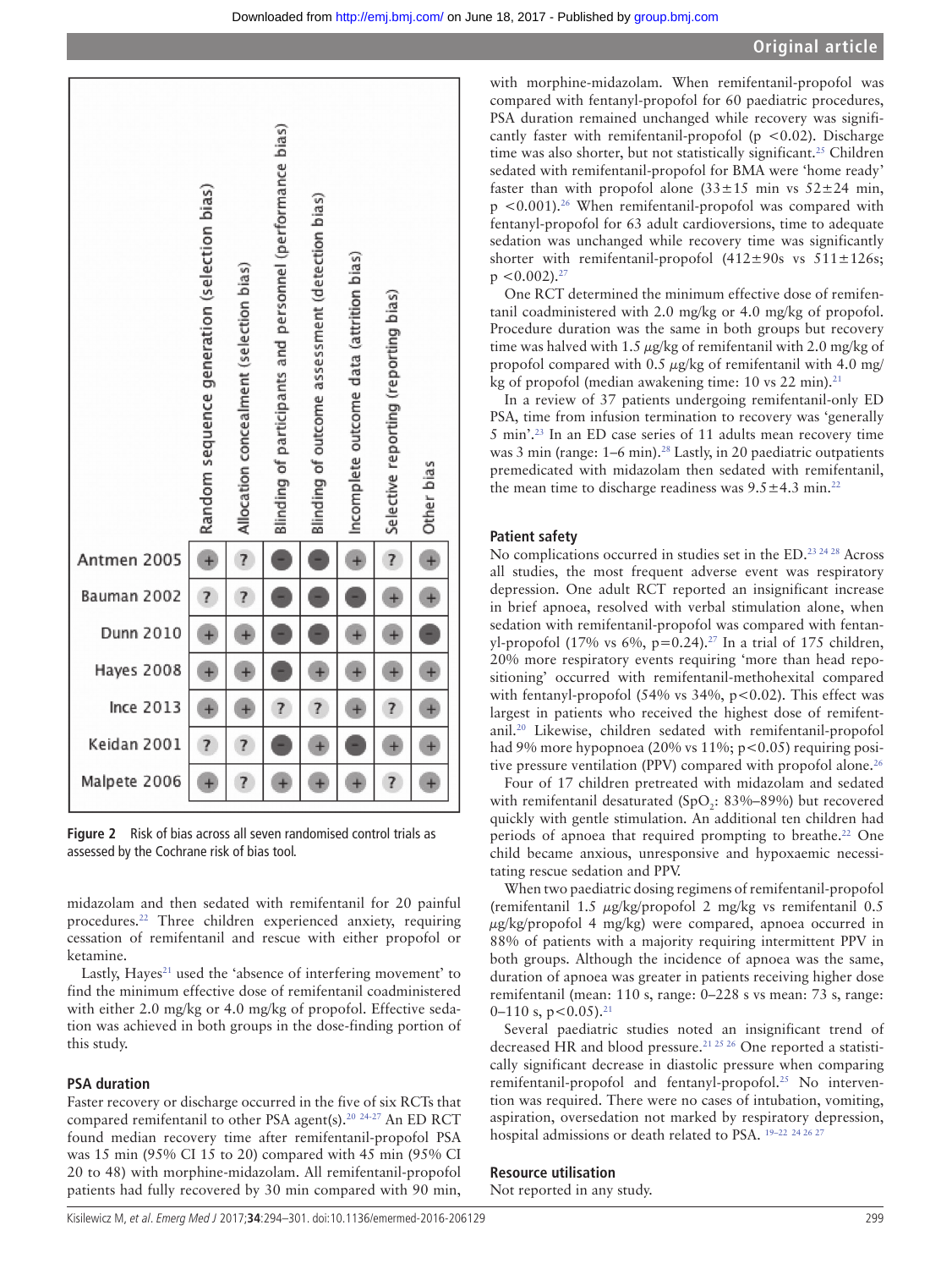| | Random sequence generation (selection bias) | Allocation concealment (selection bias) | Blinding of participants and personnel (performance bias) | Blinding of outcome assessment (detection bias) | Incomplete outcome data (attrition bias) | Selective reporting (reporting bias) | Other bias |
|---|---|---|---|---|---|---|---|
| Antmen 2005 | + | ? | − | − | + | ? | + |
| Bauman 2002 | ? | ? | − | − | − | + | + |
| Dunn 2010 | + | + | − | − | + | + | − |
| Hayes 2008 | + | + | − | + | + | + | + |
| Ince 2013 | + | + | ? | ? | + | ? | + |
| Keidan 2001 | ? | ? | − | + | − | + | + |
| Malpete 2006 | + | ? | + | + | + | ? | + |

**Figure 2** Risk of bias across all seven randomised control trials as assessed by the Cochrane risk of bias tool.

midazolam and then sedated with remifentanil for 20 painful procedures.[22] Three children experienced anxiety, requiring cessation of remifentanil and rescue with either propofol or ketamine.

Lastly, Hayes[21] used the 'absence of interfering movement' to find the minimum effective dose of remifentanil coadministered with either 2.0 mg/kg or 4.0 mg/kg of propofol. Effective sedation was achieved in both groups in the dose-finding portion of this study.

### PSA duration

Faster recovery or discharge occurred in the five of six RCTs that compared remifentanil to other PSA agent(s).[20 24-27] An ED RCT found median recovery time after remifentanil-propofol PSA was 15 min (95% CI 15 to 20) compared with 45 min (95% CI 20 to 48) with morphine-midazolam. All remifentanil-propofol patients had fully recovered by 30 min compared with 90 min, with morphine-midazolam. When remifentanil-propofol was compared with fentanyl-propofol for 60 paediatric procedures, PSA duration remained unchanged while recovery was significantly faster with remifentanil-propofol ($p < 0.02$). Discharge time was also shorter, but not statistically significant.[25] Children sedated with remifentanil-propofol for BMA were 'home ready' faster than with propofol alone (33±15 min vs 52±24 min, $p < 0.001$).[26] When remifentanil-propofol was compared with fentanyl-propofol for 63 adult cardioversions, time to adequate sedation was unchanged while recovery time was significantly shorter with remifentanil-propofol (412±90s vs 511±126s; $p < 0.002$).[27]

One RCT determined the minimum effective dose of remifentanil coadministered with 2.0 mg/kg or 4.0 mg/kg of propofol. Procedure duration was the same in both groups but recovery time was halved with 1.5 μg/kg of remifentanil with 2.0 mg/kg of propofol compared with 0.5 μg/kg of remifentanil with 4.0 mg/kg of propofol (median awakening time: 10 vs 22 min).[21]

In a review of 37 patients undergoing remifentanil-only ED PSA, time from infusion termination to recovery was 'generally 5 min'.[23] In an ED case series of 11 adults mean recovery time was 3 min (range: 1–6 min).[28] Lastly, in 20 paediatric outpatients premedicated with midazolam then sedated with remifentanil, the mean time to discharge readiness was 9.5±4.3 min.[22]

### Patient safety

No complications occurred in studies set in the ED.[23 24 28] Across all studies, the most frequent adverse event was respiratory depression. One adult RCT reported an insignificant increase in brief apnoea, resolved with verbal stimulation alone, when sedation with remifentanil-propofol was compared with fentanyl-propofol (17% vs 6%, $p = 0.24$).[27] In a trial of 175 children, 20% more respiratory events requiring 'more than head repositioning' occurred with remifentanil-methohexital compared with fentanyl-propofol (54% vs 34%, $p < 0.02$). This effect was largest in patients who received the highest dose of remifentanil.[20] Likewise, children sedated with remifentanil-propofol had 9% more hypopnoea (20% vs 11%; $p < 0.05$) requiring positive pressure ventilation (PPV) compared with propofol alone.[26]

Four of 17 children pretreated with midazolam and sedated with remifentanil desaturated ($SpO_2$: 83%–89%) but recovered quickly with gentle stimulation. An additional ten children had periods of apnoea that required prompting to breathe.[22] One child became anxious, unresponsive and hypoxaemic necessitating rescue sedation and PPV.

When two paediatric dosing regimens of remifentanil-propofol (remifentanil 1.5 μg/kg/propofol 2 mg/kg vs remifentanil 0.5 μg/kg/propofol 4 mg/kg) were compared, apnoea occurred in 88% of patients with a majority requiring intermittent PPV in both groups. Although the incidence of apnoea was the same, duration of apnoea was greater in patients receiving higher dose remifentanil (mean: 110 s, range: 0–228 s vs mean: 73 s, range: 0–110 s, $p < 0.05$).[21]

Several paediatric studies noted an insignificant trend of decreased HR and blood pressure.[21 25 26] One reported a statistically significant decrease in diastolic pressure when comparing remifentanil-propofol and fentanyl-propofol.[25] No intervention was required. There were no cases of intubation, vomiting, aspiration, oversedation not marked by respiratory depression, hospital admissions or death related to PSA.[19–22 24 26 27]

### Resource utilisation

Not reported in any study.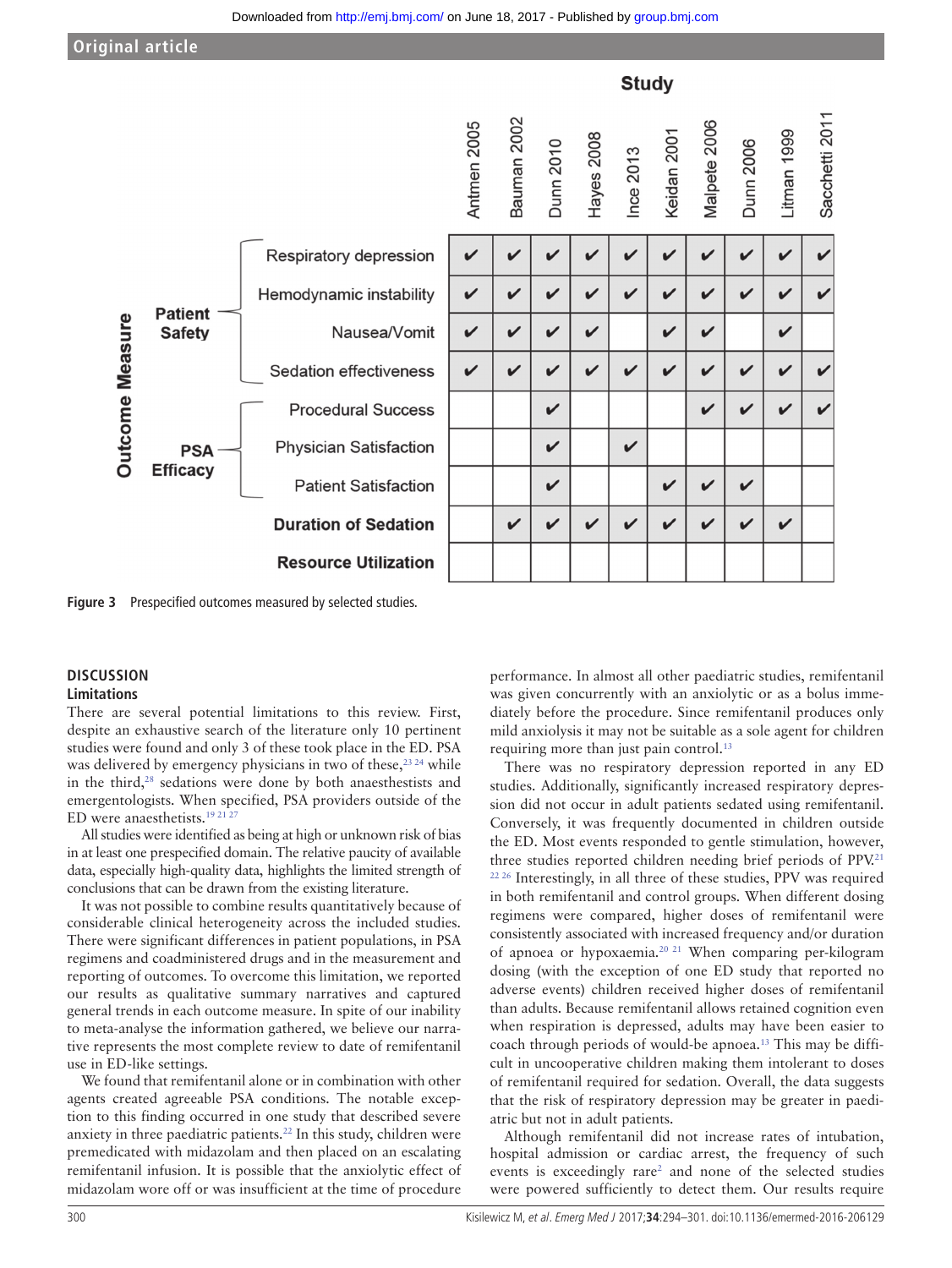| Outcome Measure | | Antmen 2005 | Bauman 2002 | Dunn 2010 | Hayes 2008 | Ince 2013 | Keidan 2001 | Malpete 2006 | Dunn 2006 | Litman 1999 | Sacchetti 2011 |
|---|---|---|---|---|---|---|---|---|---|---|---|
| Patient Safety | Respiratory depression | ✔ | ✔ | ✔ | ✔ | ✔ | ✔ | ✔ | ✔ | ✔ | ✔ |
| | Hemodynamic instability | ✔ | ✔ | ✔ | ✔ | ✔ | ✔ | ✔ | ✔ | ✔ | ✔ |
| | Nausea/Vomit | ✔ | ✔ | ✔ | ✔ | | ✔ | ✔ | | ✔ | |
| | Sedation effectiveness | ✔ | ✔ | ✔ | ✔ | ✔ | ✔ | ✔ | ✔ | ✔ | ✔ |
| PSA Efficacy | Procedural Success | | | ✔ | | | | ✔ | ✔ | ✔ | ✔ |
| | Physician Satisfaction | | | ✔ | | ✔ | | | | | |
| | Patient Satisfaction | | | ✔ | | | ✔ | ✔ | ✔ | | |
| | Duration of Sedation | | ✔ | ✔ | ✔ | ✔ | ✔ | ✔ | ✔ | ✔ | |
| | Resource Utilization | | | | | | | | | | |

**Figure 3** Prespecified outcomes measured by selected studies.

## DISCUSSION

### Limitations

There are several potential limitations to this review. First, despite an exhaustive search of the literature only 10 pertinent studies were found and only 3 of these took place in the ED. PSA was delivered by emergency physicians in two of these,[23 24] while in the third,[28] sedations were done by both anaesthestists and emergentologists. When specified, PSA providers outside of the ED were anaesthetists.[19 21 27]

All studies were identified as being at high or unknown risk of bias in at least one prespecified domain. The relative paucity of available data, especially high-quality data, highlights the limited strength of conclusions that can be drawn from the existing literature.

It was not possible to combine results quantitatively because of considerable clinical heterogeneity across the included studies. There were significant differences in patient populations, in PSA regimens and coadministered drugs and in the measurement and reporting of outcomes. To overcome this limitation, we reported our results as qualitative summary narratives and captured general trends in each outcome measure. In spite of our inability to meta-analyse the information gathered, we believe our narrative represents the most complete review to date of remifentanil use in ED-like settings.

We found that remifentanil alone or in combination with other agents created agreeable PSA conditions. The notable exception to this finding occurred in one study that described severe anxiety in three paediatric patients.[22] In this study, children were premedicated with midazolam and then placed on an escalating remifentanil infusion. It is possible that the anxiolytic effect of midazolam wore off or was insufficient at the time of procedure performance. In almost all other paediatric studies, remifentanil was given concurrently with an anxiolytic or as a bolus immediately before the procedure. Since remifentanil produces only mild anxiolysis it may not be suitable as a sole agent for children requiring more than just pain control.[13]

There was no respiratory depression reported in any ED studies. Additionally, significantly increased respiratory depression did not occur in adult patients sedated using remifentanil. Conversely, it was frequently documented in children outside the ED. Most events responded to gentle stimulation, however, three studies reported children needing brief periods of PPV.[21 22 26] Interestingly, in all three of these studies, PPV was required in both remifentanil and control groups. When different dosing regimens were compared, higher doses of remifentanil were consistently associated with increased frequency and/or duration of apnoea or hypoxaemia.[20 21] When comparing per-kilogram dosing (with the exception of one ED study that reported no adverse events) children received higher doses of remifentanil than adults. Because remifentanil allows retained cognition even when respiration is depressed, adults may have been easier to coach through periods of would-be apnoea.[13] This may be difficult in uncooperative children making them intolerant to doses of remifentanil required for sedation. Overall, the data suggests that the risk of respiratory depression may be greater in paediatric but not in adult patients.

Although remifentanil did not increase rates of intubation, hospital admission or cardiac arrest, the frequency of such events is exceedingly rare[2] and none of the selected studies were powered sufficiently to detect them. Our results require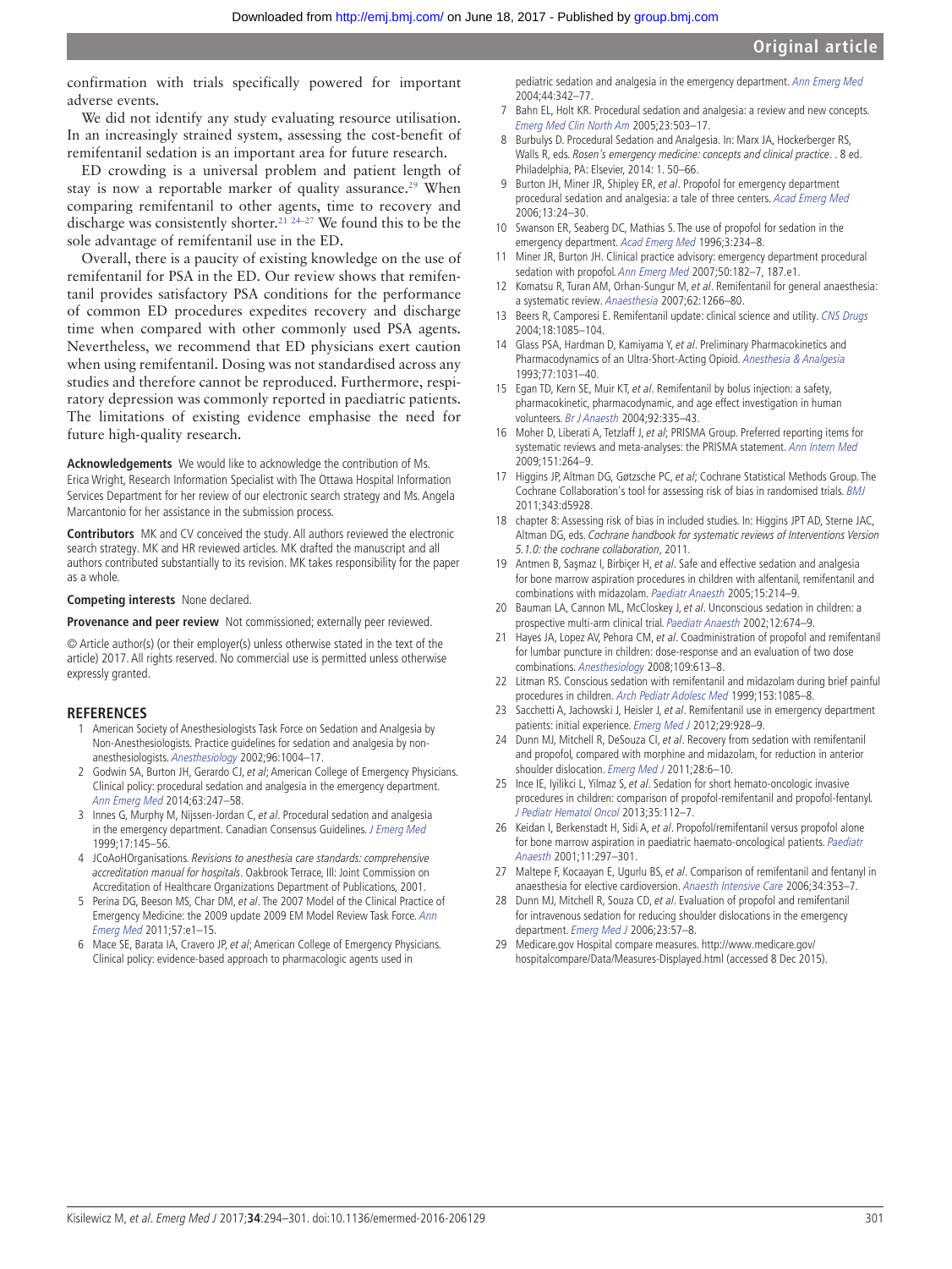confirmation with trials specifically powered for important adverse events.

We did not identify any study evaluating resource utilisation. In an increasingly strained system, assessing the cost-benefit of remifentanil sedation is an important area for future research.

ED crowding is a universal problem and patient length of stay is now a reportable marker of quality assurance.[29] When comparing remifentanil to other agents, time to recovery and discharge was consistently shorter.[21 24–27] We found this to be the sole advantage of remifentanil use in the ED.

Overall, there is a paucity of existing knowledge on the use of remifentanil for PSA in the ED. Our review shows that remifentanil provides satisfactory PSA conditions for the performance of common ED procedures expedites recovery and discharge time when compared with other commonly used PSA agents. Nevertheless, we recommend that ED physicians exert caution when using remifentanil. Dosing was not standardised across any studies and therefore cannot be reproduced. Furthermore, respiratory depression was commonly reported in paediatric patients. The limitations of existing evidence emphasise the need for future high-quality research.

**Acknowledgements** We would like to acknowledge the contribution of Ms. Erica Wright, Research Information Specialist with The Ottawa Hospital Information Services Department for her review of our electronic search strategy and Ms. Angela Marcantonio for her assistance in the submission process.

**Contributors** MK and CV conceived the study. All authors reviewed the electronic search strategy. MK and HR reviewed articles. MK drafted the manuscript and all authors contributed substantially to its revision. MK takes responsibility for the paper as a whole.

**Competing interests** None declared.

**Provenance and peer review** Not commissioned; externally peer reviewed.

© Article author(s) (or their employer(s) unless otherwise stated in the text of the article) 2017. All rights reserved. No commercial use is permitted unless otherwise expressly granted.

## REFERENCES

1. American Society of Anesthesiologists Task Force on Sedation and Analgesia by Non-Anesthesiologists. Practice guidelines for sedation and analgesia by non-anesthesiologists. *Anesthesiology* 2002;96:1004–17.
2. Godwin SA, Burton JH, Gerardo CJ, *et al*; American College of Emergency Physicians. Clinical policy: procedural sedation and analgesia in the emergency department. *Ann Emerg Med* 2014;63:247–58.
3. Innes G, Murphy M, Nijssen-Jordan C, *et al*. Procedural sedation and analgesia in the emergency department. Canadian Consensus Guidelines. *J Emerg Med* 1999;17:145–56.
4. JCoAoHOrganisations. *Revisions to anesthesia care standards: comprehensive accreditation manual for hospitals*. Oakbrook Terrace, Ill: Joint Commission on Accreditation of Healthcare Organizations Department of Publications, 2001.
5. Perina DG, Beeson MS, Char DM, *et al*. The 2007 Model of the Clinical Practice of Emergency Medicine: the 2009 update 2009 EM Model Review Task Force. *Ann Emerg Med* 2011;57:e1–15.
6. Mace SE, Barata IA, Cravero JP, *et al*; American College of Emergency Physicians. Clinical policy: evidence-based approach to pharmacologic agents used in pediatric sedation and analgesia in the emergency department. *Ann Emerg Med* 2004;44:342–77.
7. Bahn EL, Holt KR. Procedural sedation and analgesia: a review and new concepts. *Emerg Med Clin North Am* 2005;23:503–17.
8. Burbulys D. Procedural Sedation and Analgesia. In: Marx JA, Hockerberger RS, Walls R, eds. *Rosen's emergency medicine: concepts and clinical practice*. . 8 ed. Philadelphia, PA: Elsevier, 2014: 1. 50–66.
9. Burton JH, Miner JR, Shipley ER, *et al*. Propofol for emergency department procedural sedation and analgesia: a tale of three centers. *Acad Emerg Med* 2006;13:24–30.
10. Swanson ER, Seaberg DC, Mathias S. The use of propofol for sedation in the emergency department. *Acad Emerg Med* 1996;3:234–8.
11. Miner JR, Burton JH. Clinical practice advisory: emergency department procedural sedation with propofol. *Ann Emerg Med* 2007;50:182–7, 187.e1.
12. Komatsu R, Turan AM, Orhan-Sungur M, *et al*. Remifentanil for general anaesthesia: a systematic review. *Anaesthesia* 2007;62:1266–80.
13. Beers R, Camporesi E. Remifentanil update: clinical science and utility. *CNS Drugs* 2004;18:1085–104.
14. Glass PSA, Hardman D, Kamiyama Y, *et al*. Preliminary Pharmacokinetics and Pharmacodynamics of an Ultra-Short-Acting Opioid. *Anesthesia & Analgesia* 1993;77:1031–40.
15. Egan TD, Kern SE, Muir KT, *et al*. Remifentanil by bolus injection: a safety, pharmacokinetic, pharmacodynamic, and age effect investigation in human volunteers. *Br J Anaesth* 2004;92:335–43.
16. Moher D, Liberati A, Tetzlaff J, *et al*; PRISMA Group. Preferred reporting items for systematic reviews and meta-analyses: the PRISMA statement. *Ann Intern Med* 2009;151:264–9.
17. Higgins JP, Altman DG, Gøtzsche PC, *et al*; Cochrane Statistical Methods Group. The Cochrane Collaboration's tool for assessing risk of bias in randomised trials. *BMJ* 2011;343:d5928.
18. chapter 8: Assessing risk of bias in included studies. In: Higgins JPT AD, Sterne JAC, Altman DG, eds. *Cochrane handbook for systematic reviews of Interventions Version 5.1.0: the cochrane collaboration*, 2011.
19. Antmen B, Saşmaz I, Birbiçer H, *et al*. Safe and effective sedation and analgesia for bone marrow aspiration procedures in children with alfentanil, remifentanil and combinations with midazolam. *Paediatr Anaesth* 2005;15:214–9.
20. Bauman LA, Cannon ML, McCloskey J, *et al*. Unconscious sedation in children: a prospective multi-arm clinical trial. *Paediatr Anaesth* 2002;12:674–9.
21. Hayes JA, Lopez AV, Pehora CM, *et al*. Coadministration of propofol and remifentanil for lumbar puncture in children: dose-response and an evaluation of two dose combinations. *Anesthesiology* 2008;109:613–8.
22. Litman RS. Conscious sedation with remifentanil and midazolam during brief painful procedures in children. *Arch Pediatr Adolesc Med* 1999;153:1085–8.
23. Sacchetti A, Jachowski J, Heisler J, *et al*. Remifentanil use in emergency department patients: initial experience. *Emerg Med J* 2012;29:928–9.
24. Dunn MJ, Mitchell R, DeSouza CI, *et al*. Recovery from sedation with remifentanil and propofol, compared with morphine and midazolam, for reduction in anterior shoulder dislocation. *Emerg Med J* 2011;28:6–10.
25. Ince IE, Iyilikci L, Yilmaz S, *et al*. Sedation for short hemato-oncologic invasive procedures in children: comparison of propofol-remifentanil and propofol-fentanyl. *J Pediatr Hematol Oncol* 2013;35:112–7.
26. Keidan I, Berkenstadt H, Sidi A, *et al*. Propofol/remifentanil versus propofol alone for bone marrow aspiration in paediatric haemato-oncological patients. *Paediatr Anaesth* 2001;11:297–301.
27. Maltepe F, Kocaayan E, Ugurlu BS, *et al*. Comparison of remifentanil and fentanyl in anaesthesia for elective cardioversion. *Anaesth Intensive Care* 2006;34:353–7.
28. Dunn MJ, Mitchell R, Souza CD, *et al*. Evaluation of propofol and remifentanil for intravenous sedation for reducing shoulder dislocations in the emergency department. *Emerg Med J* 2006;23:57–8.
29. Medicare.gov Hospital compare measures. http://www.medicare.gov/hospitalcompare/Data/Measures-Displayed.html (accessed 8 Dec 2015).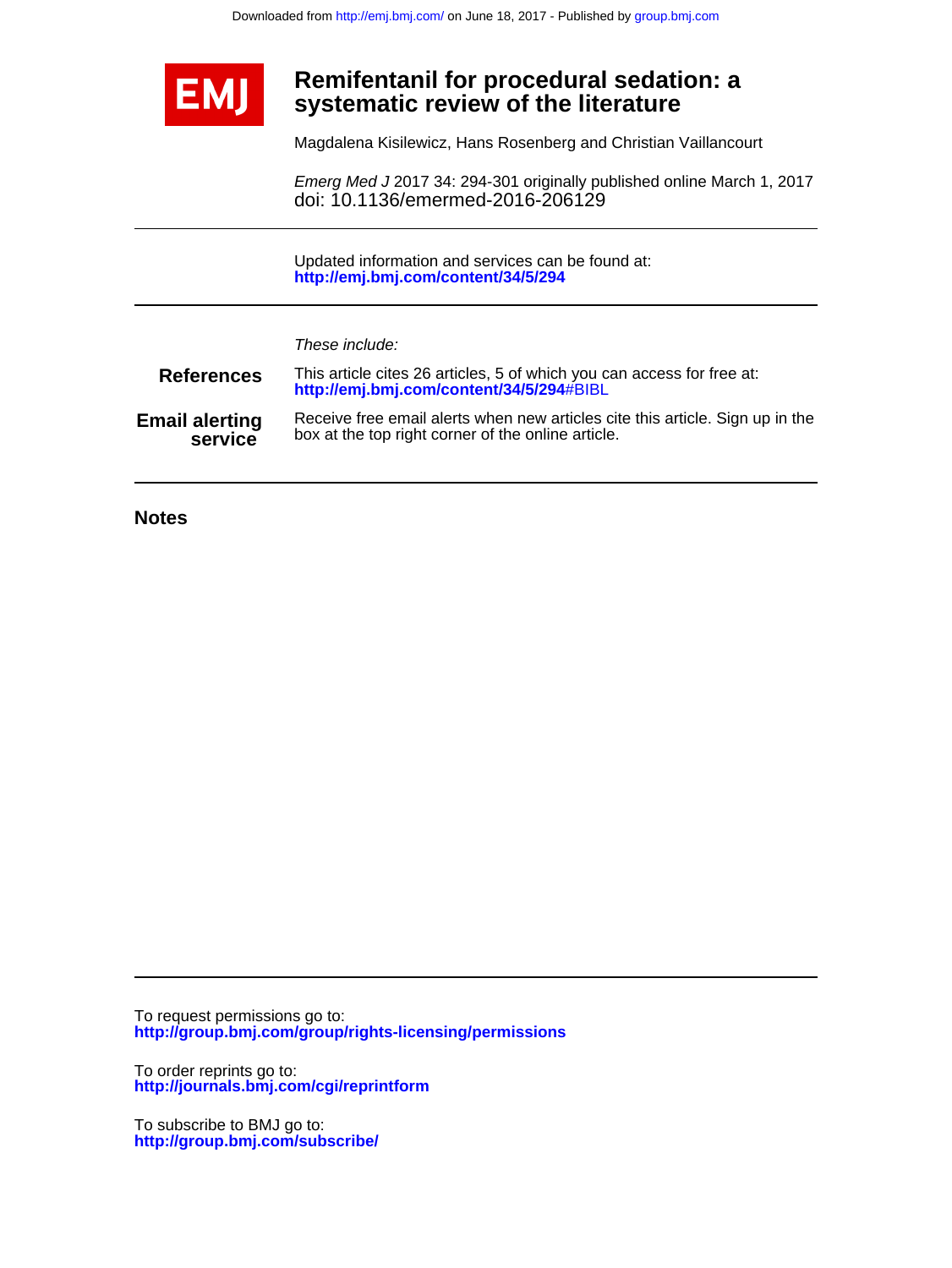Downloaded from http://emj.bmj.com/ on June 18, 2017 - Published by group.bmj.com

EMJ

# Remifentanil for procedural sedation: a systematic review of the literature

Magdalena Kisilewicz, Hans Rosenberg and Christian Vaillancourt

*Emerg Med J* 2017 34: 294-301 originally published online March 1, 2017
doi: 10.1136/emermed-2016-206129

Updated information and services can be found at:
**http://emj.bmj.com/content/34/5/294**

*These include:*

| | |
|---|---|
| **References** | This article cites 26 articles, 5 of which you can access for free at: **http://emj.bmj.com/content/34/5/294**#BIBL |
| **Email alerting service** | Receive free email alerts when new articles cite this article. Sign up in the box at the top right corner of the online article. |

## Notes

To request permissions go to:
**http://group.bmj.com/group/rights-licensing/permissions**

To order reprints go to:
**http://journals.bmj.com/cgi/reprintform**

To subscribe to BMJ go to:
**http://group.bmj.com/subscribe/**